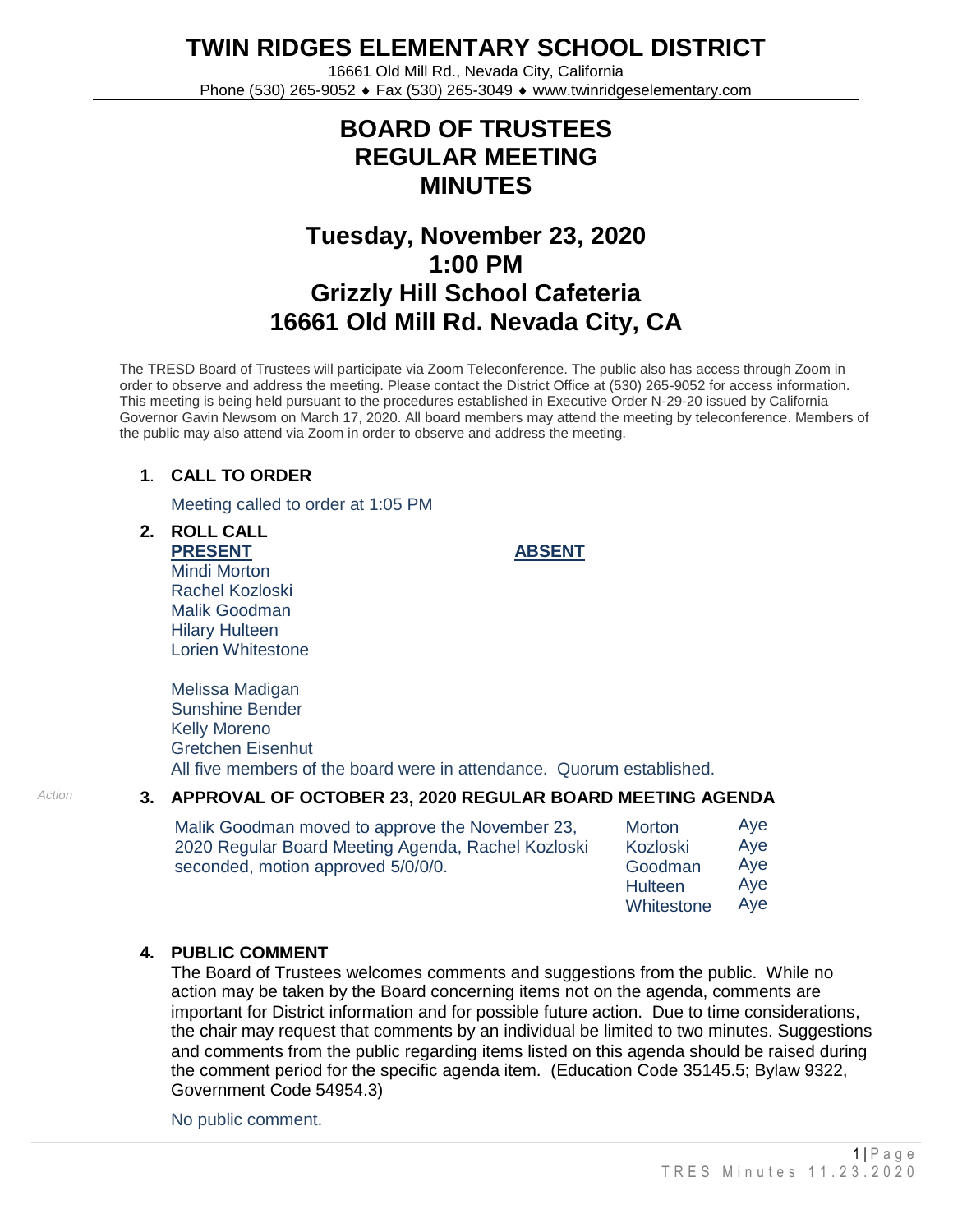# TWIN RIDGES ELEMENTARY SCHOOL DISTRICT

16661 Old Mill Rd., Nevada City, California
Phone (530) 265-9052 ♦ Fax (530) 265-3049 ♦ www.twinridgeselementary.com

# BOARD OF TRUSTEES
# REGULAR MEETING
# MINUTES

## Tuesday, November 23, 2020
## 1:00 PM
## Grizzly Hill School Cafeteria
## 16661 Old Mill Rd. Nevada City, CA

The TRESD Board of Trustees will participate via Zoom Teleconference. The public also has access through Zoom in order to observe and address the meeting. Please contact the District Office at (530) 265-9052 for access information. This meeting is being held pursuant to the procedures established in Executive Order N-29-20 issued by California Governor Gavin Newsom on March 17, 2020. All board members may attend the meeting by teleconference. Members of the public may also attend via Zoom in order to observe and address the meeting.

**1. CALL TO ORDER**

Meeting called to order at 1:05 PM

**2. ROLL CALL**

| **PRESENT** | **ABSENT** |
|---|---|
| Mindi Morton | |
| Rachel Kozloski | |
| Malik Goodman | |
| Hilary Hulteen | |
| Lorien Whitestone | |

Melissa Madigan
Sunshine Bender
Kelly Moreno
Gretchen Eisenhut

All five members of the board were in attendance. Quorum established.

*Action*

**3. APPROVAL OF OCTOBER 23, 2020 REGULAR BOARD MEETING AGENDA**

Malik Goodman moved to approve the November 23, 2020 Regular Board Meeting Agenda, Rachel Kozloski seconded, motion approved 5/0/0/0.

| | |
|---|---|
| Morton | Aye |
| Kozloski | Aye |
| Goodman | Aye |
| Hulteen | Aye |
| Whitestone | Aye |

**4. PUBLIC COMMENT**

The Board of Trustees welcomes comments and suggestions from the public. While no action may be taken by the Board concerning items not on the agenda, comments are important for District information and for possible future action. Due to time considerations, the chair may request that comments by an individual be limited to two minutes. Suggestions and comments from the public regarding items listed on this agenda should be raised during the comment period for the specific agenda item. (Education Code 35145.5; Bylaw 9322, Government Code 54954.3)

No public comment.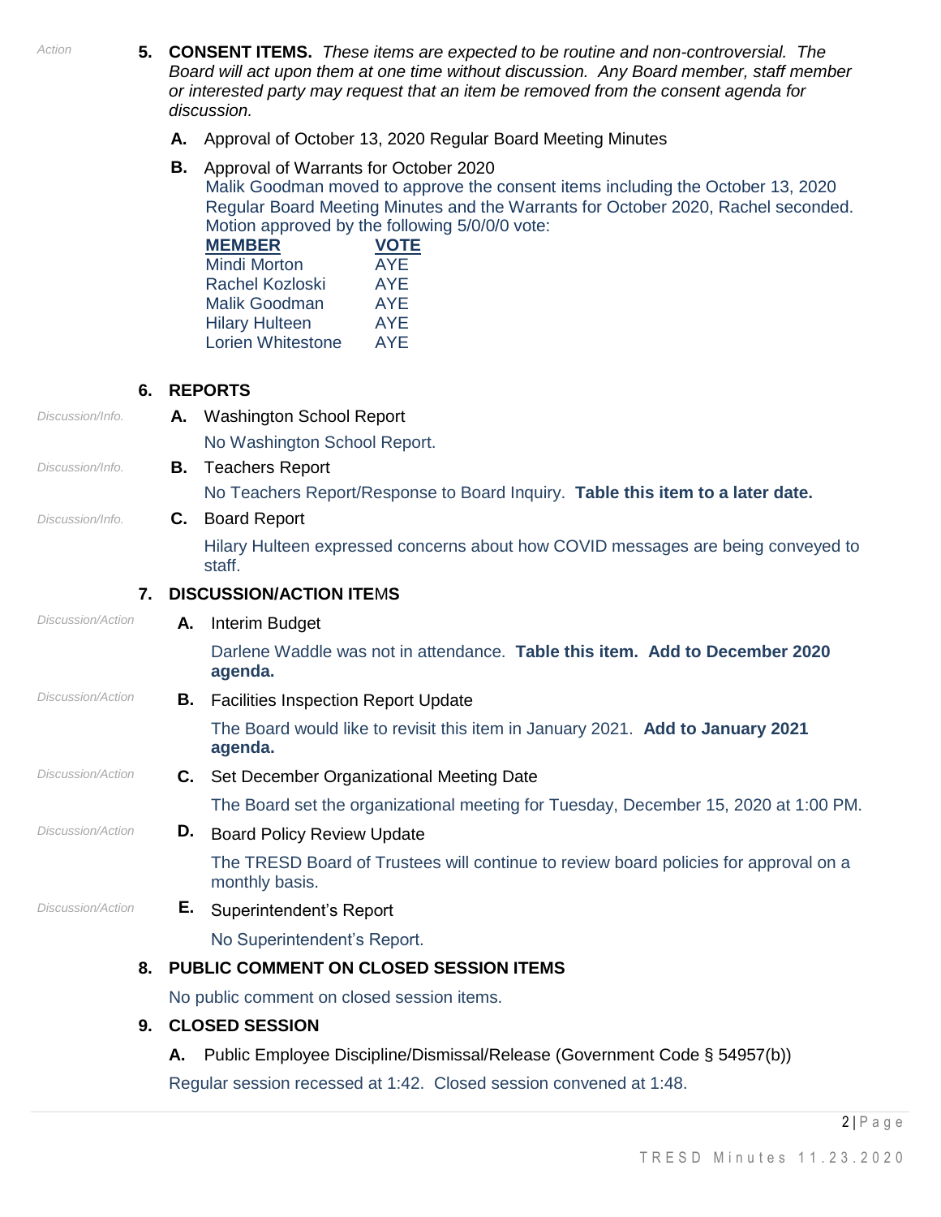*Action*

**5. CONSENT ITEMS.** *These items are expected to be routine and non-controversial. The Board will act upon them at one time without discussion. Any Board member, staff member or interested party may request that an item be removed from the consent agenda for discussion.*

**A.** Approval of October 13, 2020 Regular Board Meeting Minutes

**B.** Approval of Warrants for October 2020

Malik Goodman moved to approve the consent items including the October 13, 2020 Regular Board Meeting Minutes and the Warrants for October 2020, Rachel seconded. Motion approved by the following 5/0/0/0 vote:

| MEMBER | VOTE |
|---|---|
| Mindi Morton | AYE |
| Rachel Kozloski | AYE |
| Malik Goodman | AYE |
| Hilary Hulteen | AYE |
| Lorien Whitestone | AYE |

**6. REPORTS**

*Discussion/Info.* **A.** Washington School Report

No Washington School Report.

*Discussion/Info.* **B.** Teachers Report

No Teachers Report/Response to Board Inquiry. **Table this item to a later date.**

*Discussion/Info.* **C.** Board Report

Hilary Hulteen expressed concerns about how COVID messages are being conveyed to staff.

**7. DISCUSSION/ACTION ITEMS**

*Discussion/Action* **A.** Interim Budget

Darlene Waddle was not in attendance. **Table this item. Add to December 2020 agenda.**

*Discussion/Action* **B.** Facilities Inspection Report Update

The Board would like to revisit this item in January 2021. **Add to January 2021 agenda.**

*Discussion/Action* **C.** Set December Organizational Meeting Date

The Board set the organizational meeting for Tuesday, December 15, 2020 at 1:00 PM.

*Discussion/Action* **D.** Board Policy Review Update

The TRESD Board of Trustees will continue to review board policies for approval on a monthly basis.

*Discussion/Action* **E.** Superintendent's Report

No Superintendent's Report.

**8. PUBLIC COMMENT ON CLOSED SESSION ITEMS**

No public comment on closed session items.

**9. CLOSED SESSION**

**A.** Public Employee Discipline/Dismissal/Release (Government Code § 54957(b))

Regular session recessed at 1:42. Closed session convened at 1:48.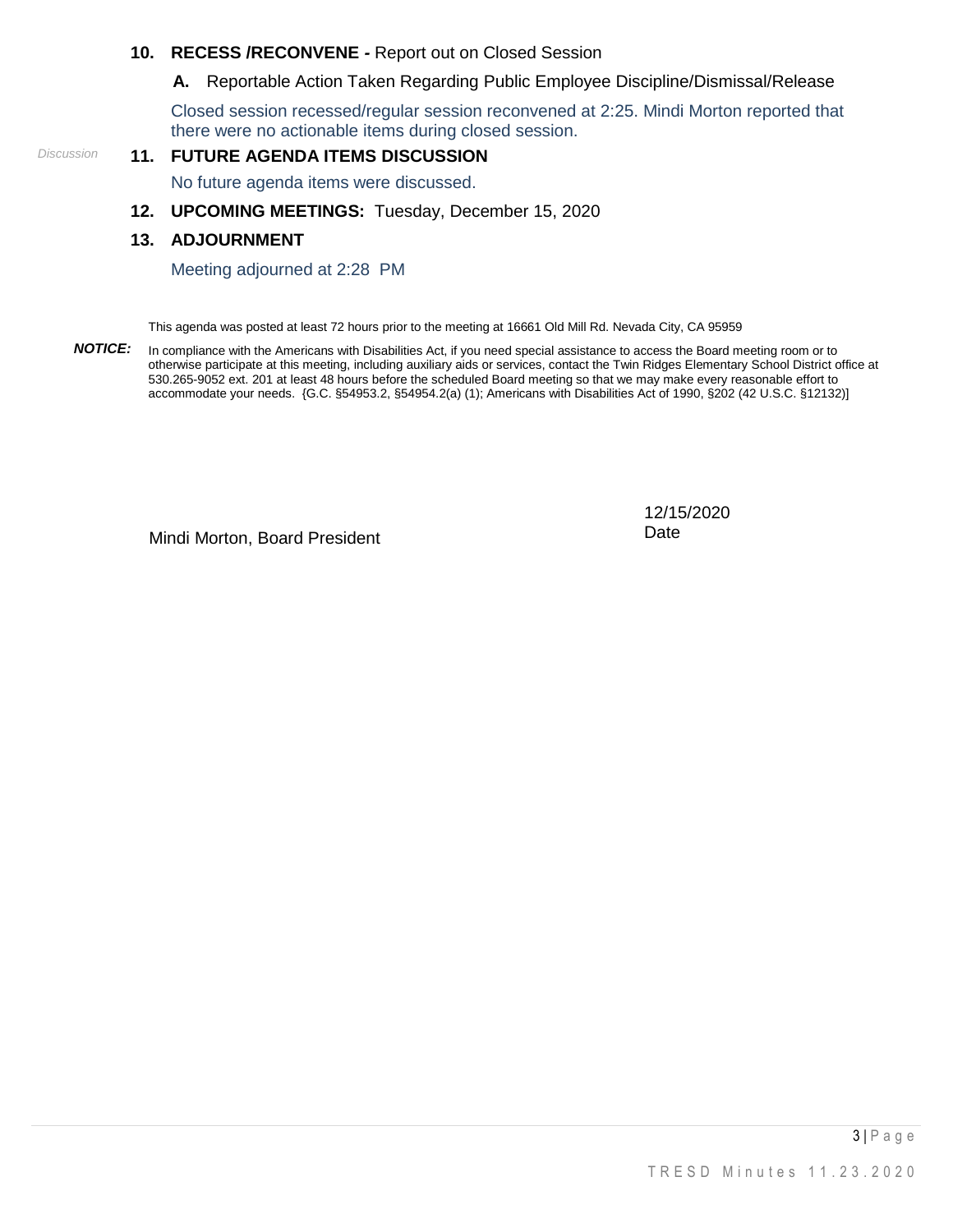**10. RECESS /RECONVENE -** Report out on Closed Session

**A.** Reportable Action Taken Regarding Public Employee Discipline/Dismissal/Release

Closed session recessed/regular session reconvened at 2:25. Mindi Morton reported that there were no actionable items during closed session.

*Discussion*

**11. FUTURE AGENDA ITEMS DISCUSSION**

No future agenda items were discussed.

**12. UPCOMING MEETINGS:** Tuesday, December 15, 2020

**13. ADJOURNMENT**

Meeting adjourned at 2:28 PM

This agenda was posted at least 72 hours prior to the meeting at 16661 Old Mill Rd. Nevada City, CA 95959

***NOTICE:*** In compliance with the Americans with Disabilities Act, if you need special assistance to access the Board meeting room or to otherwise participate at this meeting, including auxiliary aids or services, contact the Twin Ridges Elementary School District office at 530.265-9052 ext. 201 at least 48 hours before the scheduled Board meeting so that we may make every reasonable effort to accommodate your needs. {G.C. §54953.2, §54954.2(a) (1); Americans with Disabilities Act of 1990, §202 (42 U.S.C. §12132)]

Mindi Morton, Board President

12/15/2020
Date